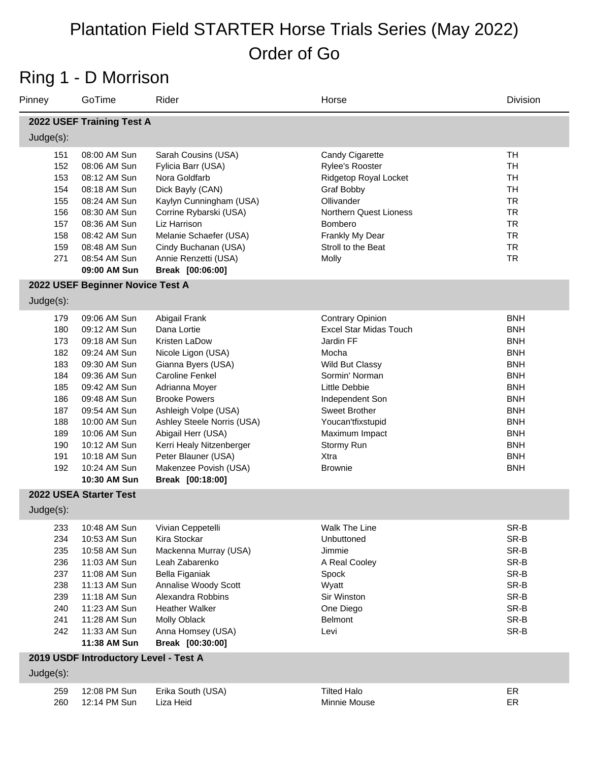# Plantation Field STARTER Horse Trials Series (May 2022)
# Order of Go

## Ring 1 - D Morrison

| Pinney | GoTime | Rider | Horse | Division |
|---|---|---|---|---|
| **2022 USEF Training Test A** | | | | |
| Judge(s): | | | | |
| 151 | 08:00 AM Sun | Sarah Cousins (USA) | Candy Cigarette | TH |
| 152 | 08:06 AM Sun | Fylicia Barr (USA) | Rylee's Rooster | TH |
| 153 | 08:12 AM Sun | Nora Goldfarb | Ridgetop Royal Locket | TH |
| 154 | 08:18 AM Sun | Dick Bayly (CAN) | Graf Bobby | TH |
| 155 | 08:24 AM Sun | Kaylyn Cunningham (USA) | Ollivander | TR |
| 156 | 08:30 AM Sun | Corrine Rybarski (USA) | Northern Quest Lioness | TR |
| 157 | 08:36 AM Sun | Liz Harrison | Bombero | TR |
| 158 | 08:42 AM Sun | Melanie Schaefer (USA) | Frankly My Dear | TR |
| 159 | 08:48 AM Sun | Cindy Buchanan (USA) | Stroll to the Beat | TR |
| 271 | 08:54 AM Sun | Annie Renzetti (USA) | Molly | TR |
| | **09:00 AM Sun** | **Break [00:06:00]** | | |
| **2022 USEF Beginner Novice Test A** | | | | |
| Judge(s): | | | | |
| 179 | 09:06 AM Sun | Abigail Frank | Contrary Opinion | BNH |
| 180 | 09:12 AM Sun | Dana Lortie | Excel Star Midas Touch | BNH |
| 173 | 09:18 AM Sun | Kristen LaDow | Jardin FF | BNH |
| 182 | 09:24 AM Sun | Nicole Ligon (USA) | Mocha | BNH |
| 183 | 09:30 AM Sun | Gianna Byers (USA) | Wild But Classy | BNH |
| 184 | 09:36 AM Sun | Caroline Fenkel | Sormin' Norman | BNH |
| 185 | 09:42 AM Sun | Adrianna Moyer | Little Debbie | BNH |
| 186 | 09:48 AM Sun | Brooke Powers | Independent Son | BNH |
| 187 | 09:54 AM Sun | Ashleigh Volpe (USA) | Sweet Brother | BNH |
| 188 | 10:00 AM Sun | Ashley Steele Norris (USA) | Youcan'tfixstupid | BNH |
| 189 | 10:06 AM Sun | Abigail Herr (USA) | Maximum Impact | BNH |
| 190 | 10:12 AM Sun | Kerri Healy Nitzenberger | Stormy Run | BNH |
| 191 | 10:18 AM Sun | Peter Blauner (USA) | Xtra | BNH |
| 192 | 10:24 AM Sun | Makenzee Povish (USA) | Brownie | BNH |
| | **10:30 AM Sun** | **Break [00:18:00]** | | |
| **2022 USEA Starter Test** | | | | |
| Judge(s): | | | | |
| 233 | 10:48 AM Sun | Vivian Ceppetelli | Walk The Line | SR-B |
| 234 | 10:53 AM Sun | Kira Stockar | Unbuttoned | SR-B |
| 235 | 10:58 AM Sun | Mackenna Murray (USA) | Jimmie | SR-B |
| 236 | 11:03 AM Sun | Leah Zabarenko | A Real Cooley | SR-B |
| 237 | 11:08 AM Sun | Bella Figaniak | Spock | SR-B |
| 238 | 11:13 AM Sun | Annalise Woody Scott | Wyatt | SR-B |
| 239 | 11:18 AM Sun | Alexandra Robbins | Sir Winston | SR-B |
| 240 | 11:23 AM Sun | Heather Walker | One Diego | SR-B |
| 241 | 11:28 AM Sun | Molly Oblack | Belmont | SR-B |
| 242 | 11:33 AM Sun | Anna Homsey (USA) | Levi | SR-B |
| | **11:38 AM Sun** | **Break [00:30:00]** | | |
| **2019 USDF Introductory Level - Test A** | | | | |
| Judge(s): | | | | |
| 259 | 12:08 PM Sun | Erika South (USA) | Tilted Halo | ER |
| 260 | 12:14 PM Sun | Liza Heid | Minnie Mouse | ER |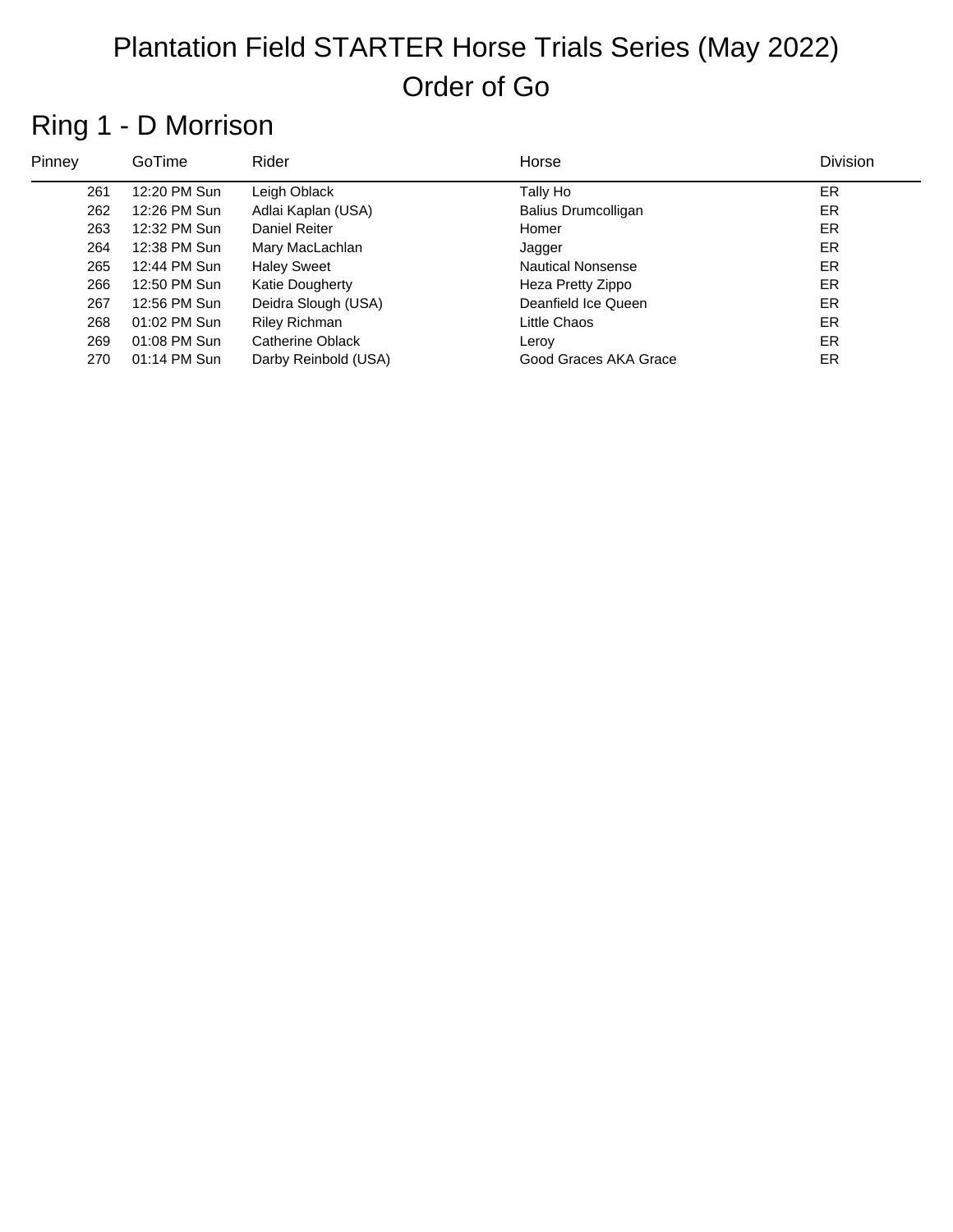# Plantation Field STARTER Horse Trials Series (May 2022)

# Order of Go

## Ring 1 - D Morrison

| Pinney | GoTime | Rider | Horse | Division |
|---|---|---|---|---|
| 261 | 12:20 PM Sun | Leigh Oblack | Tally Ho | ER |
| 262 | 12:26 PM Sun | Adlai Kaplan (USA) | Balius Drumcolligan | ER |
| 263 | 12:32 PM Sun | Daniel Reiter | Homer | ER |
| 264 | 12:38 PM Sun | Mary MacLachlan | Jagger | ER |
| 265 | 12:44 PM Sun | Haley Sweet | Nautical Nonsense | ER |
| 266 | 12:50 PM Sun | Katie Dougherty | Heza Pretty Zippo | ER |
| 267 | 12:56 PM Sun | Deidra Slough (USA) | Deanfield Ice Queen | ER |
| 268 | 01:02 PM Sun | Riley Richman | Little Chaos | ER |
| 269 | 01:08 PM Sun | Catherine Oblack | Leroy | ER |
| 270 | 01:14 PM Sun | Darby Reinbold (USA) | Good Graces AKA Grace | ER |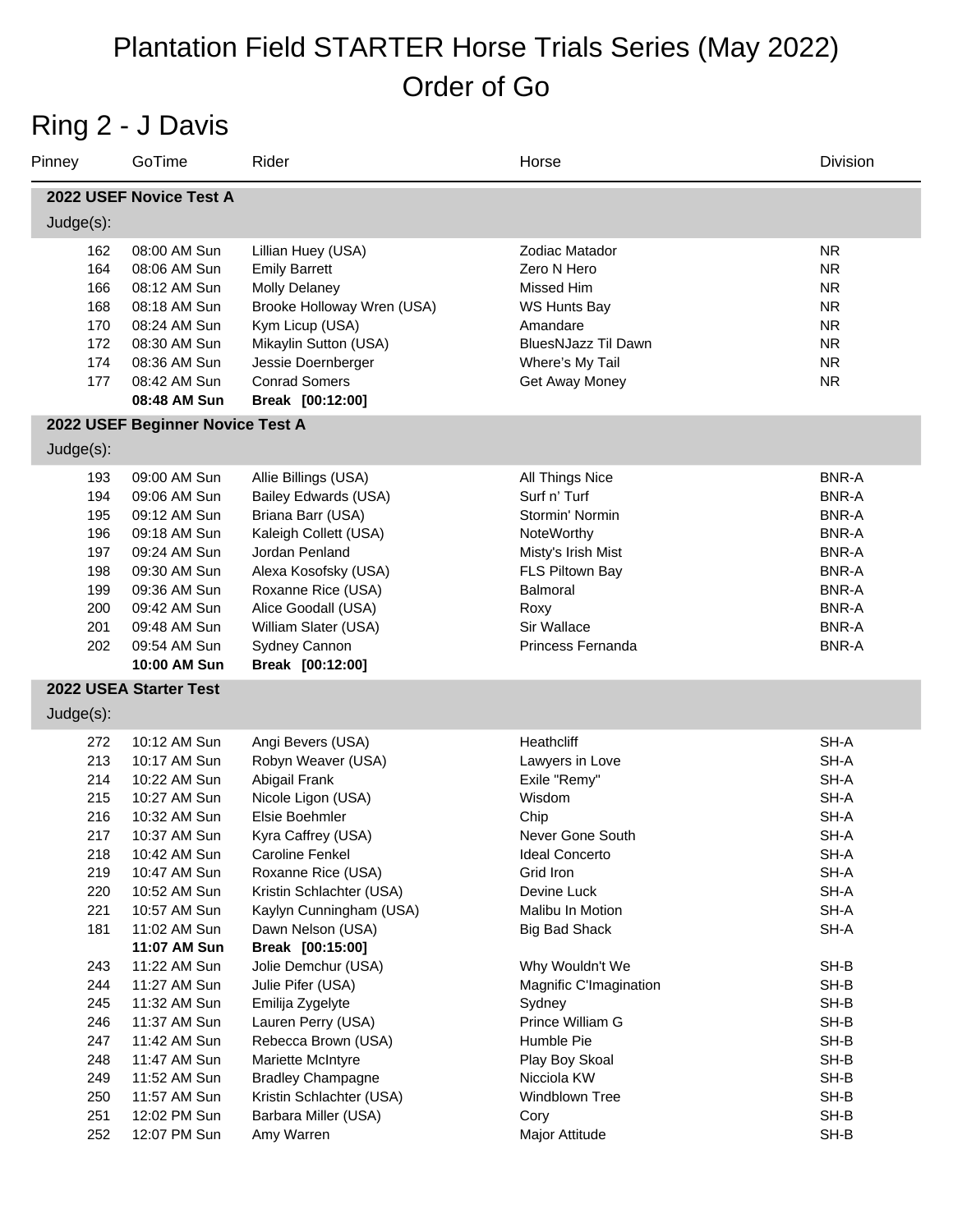# Plantation Field STARTER Horse Trials Series (May 2022)
# Order of Go

## Ring 2 - J Davis

| Pinney | GoTime | Rider | Horse | Division |
|---|---|---|---|---|
| **2022 USEF Novice Test A** | | | | |
| Judge(s): | | | | |
| 162 | 08:00 AM Sun | Lillian Huey (USA) | Zodiac Matador | NR |
| 164 | 08:06 AM Sun | Emily Barrett | Zero N Hero | NR |
| 166 | 08:12 AM Sun | Molly Delaney | Missed Him | NR |
| 168 | 08:18 AM Sun | Brooke Holloway Wren (USA) | WS Hunts Bay | NR |
| 170 | 08:24 AM Sun | Kym Licup (USA) | Amandare | NR |
| 172 | 08:30 AM Sun | Mikaylin Sutton (USA) | BluesNJazz Til Dawn | NR |
| 174 | 08:36 AM Sun | Jessie Doernberger | Where's My Tail | NR |
| 177 | 08:42 AM Sun | Conrad Somers | Get Away Money | NR |
| | **08:48 AM Sun** | **Break [00:12:00]** | | |
| **2022 USEF Beginner Novice Test A** | | | | |
| Judge(s): | | | | |
| 193 | 09:00 AM Sun | Allie Billings (USA) | All Things Nice | BNR-A |
| 194 | 09:06 AM Sun | Bailey Edwards (USA) | Surf n' Turf | BNR-A |
| 195 | 09:12 AM Sun | Briana Barr (USA) | Stormin' Normin | BNR-A |
| 196 | 09:18 AM Sun | Kaleigh Collett (USA) | NoteWorthy | BNR-A |
| 197 | 09:24 AM Sun | Jordan Penland | Misty's Irish Mist | BNR-A |
| 198 | 09:30 AM Sun | Alexa Kosofsky (USA) | FLS Piltown Bay | BNR-A |
| 199 | 09:36 AM Sun | Roxanne Rice (USA) | Balmoral | BNR-A |
| 200 | 09:42 AM Sun | Alice Goodall (USA) | Roxy | BNR-A |
| 201 | 09:48 AM Sun | William Slater (USA) | Sir Wallace | BNR-A |
| 202 | 09:54 AM Sun | Sydney Cannon | Princess Fernanda | BNR-A |
| | **10:00 AM Sun** | **Break [00:12:00]** | | |
| **2022 USEA Starter Test** | | | | |
| Judge(s): | | | | |
| 272 | 10:12 AM Sun | Angi Bevers (USA) | Heathcliff | SH-A |
| 213 | 10:17 AM Sun | Robyn Weaver (USA) | Lawyers in Love | SH-A |
| 214 | 10:22 AM Sun | Abigail Frank | Exile "Remy" | SH-A |
| 215 | 10:27 AM Sun | Nicole Ligon (USA) | Wisdom | SH-A |
| 216 | 10:32 AM Sun | Elsie Boehmler | Chip | SH-A |
| 217 | 10:37 AM Sun | Kyra Caffrey (USA) | Never Gone South | SH-A |
| 218 | 10:42 AM Sun | Caroline Fenkel | Ideal Concerto | SH-A |
| 219 | 10:47 AM Sun | Roxanne Rice (USA) | Grid Iron | SH-A |
| 220 | 10:52 AM Sun | Kristin Schlachter (USA) | Devine Luck | SH-A |
| 221 | 10:57 AM Sun | Kaylyn Cunningham (USA) | Malibu In Motion | SH-A |
| 181 | 11:02 AM Sun | Dawn Nelson (USA) | Big Bad Shack | SH-A |
| | **11:07 AM Sun** | **Break [00:15:00]** | | |
| 243 | 11:22 AM Sun | Jolie Demchur (USA) | Why Wouldn't We | SH-B |
| 244 | 11:27 AM Sun | Julie Pifer (USA) | Magnific C'Imagination | SH-B |
| 245 | 11:32 AM Sun | Emilija Zygelyte | Sydney | SH-B |
| 246 | 11:37 AM Sun | Lauren Perry (USA) | Prince William G | SH-B |
| 247 | 11:42 AM Sun | Rebecca Brown (USA) | Humble Pie | SH-B |
| 248 | 11:47 AM Sun | Mariette McIntyre | Play Boy Skoal | SH-B |
| 249 | 11:52 AM Sun | Bradley Champagne | Nicciola KW | SH-B |
| 250 | 11:57 AM Sun | Kristin Schlachter (USA) | Windblown Tree | SH-B |
| 251 | 12:02 PM Sun | Barbara Miller (USA) | Cory | SH-B |
| 252 | 12:07 PM Sun | Amy Warren | Major Attitude | SH-B |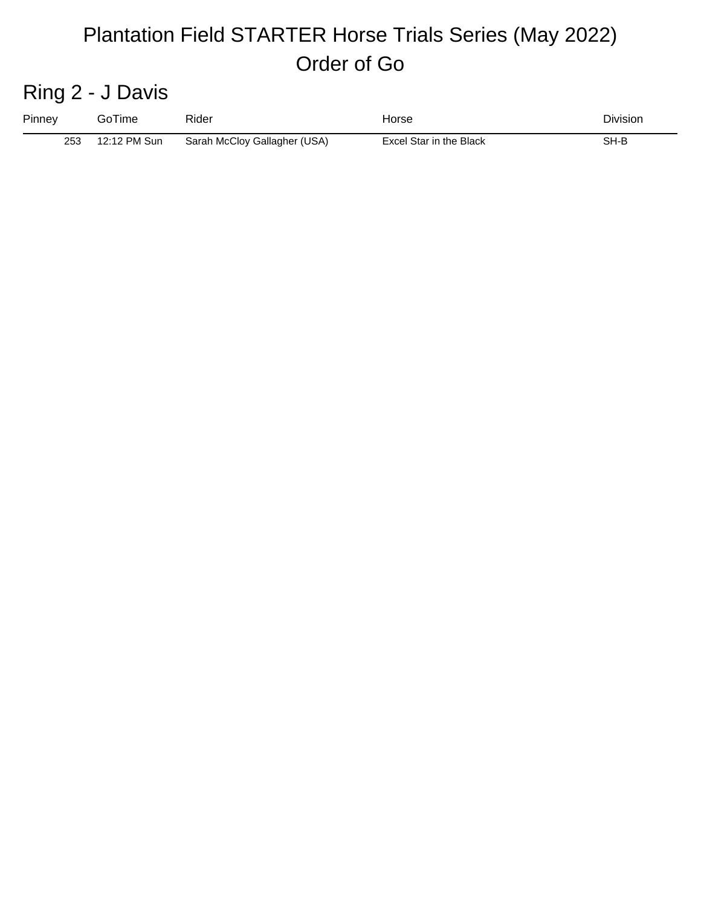# Plantation Field STARTER Horse Trials Series (May 2022)

# Order of Go

## Ring 2 - J Davis

| Pinney | GoTime | Rider | Horse | Division |
|---|---|---|---|---|
| 253 | 12:12 PM Sun | Sarah McCloy Gallagher (USA) | Excel Star in the Black | SH-B |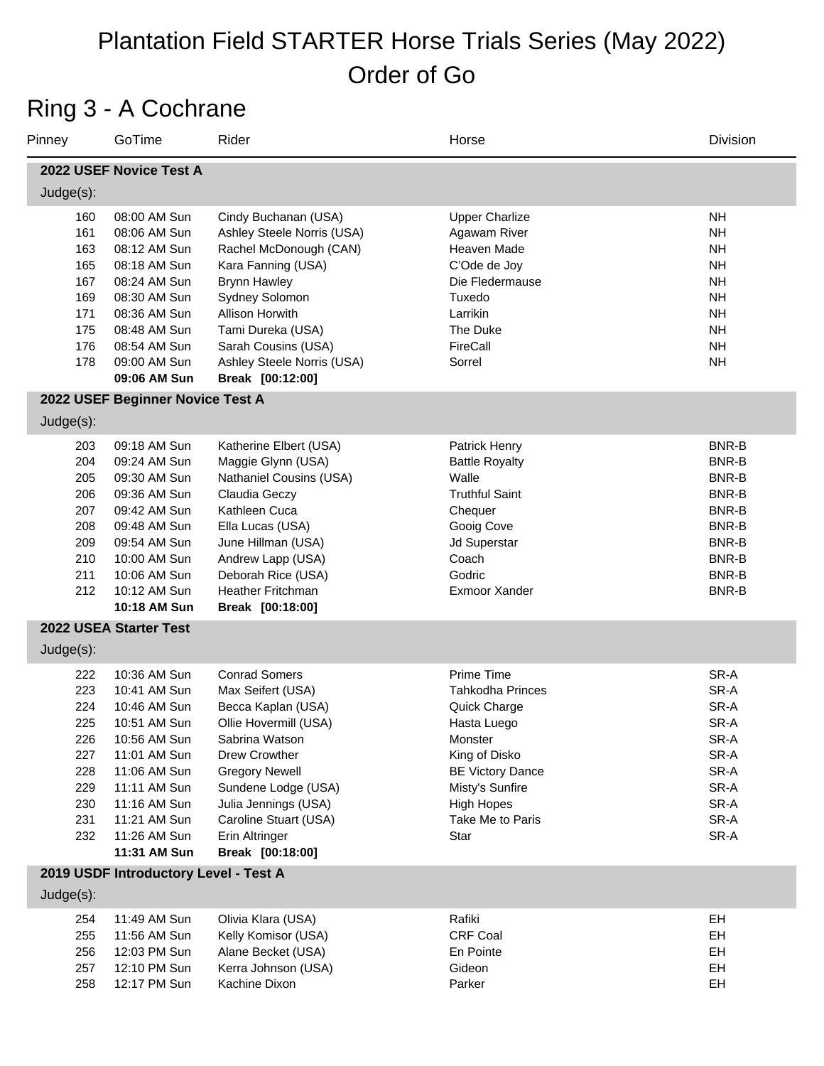# Plantation Field STARTER Horse Trials Series (May 2022)

# Order of Go

## Ring 3 - A Cochrane

| Pinney | GoTime | Rider | Horse | Division |
|---|---|---|---|---|
| **2022 USEF Novice Test A** | | | | |
| Judge(s): | | | | |
| 160 | 08:00 AM Sun | Cindy Buchanan (USA) | Upper Charlize | NH |
| 161 | 08:06 AM Sun | Ashley Steele Norris (USA) | Agawam River | NH |
| 163 | 08:12 AM Sun | Rachel McDonough (CAN) | Heaven Made | NH |
| 165 | 08:18 AM Sun | Kara Fanning (USA) | C'Ode de Joy | NH |
| 167 | 08:24 AM Sun | Brynn Hawley | Die Fledermause | NH |
| 169 | 08:30 AM Sun | Sydney Solomon | Tuxedo | NH |
| 171 | 08:36 AM Sun | Allison Horwith | Larrikin | NH |
| 175 | 08:48 AM Sun | Tami Dureka (USA) | The Duke | NH |
| 176 | 08:54 AM Sun | Sarah Cousins (USA) | FireCall | NH |
| 178 | 09:00 AM Sun | Ashley Steele Norris (USA) | Sorrel | NH |
| | **09:06 AM Sun** | **Break [00:12:00]** | | |
| **2022 USEF Beginner Novice Test A** | | | | |
| Judge(s): | | | | |
| 203 | 09:18 AM Sun | Katherine Elbert (USA) | Patrick Henry | BNR-B |
| 204 | 09:24 AM Sun | Maggie Glynn (USA) | Battle Royalty | BNR-B |
| 205 | 09:30 AM Sun | Nathaniel Cousins (USA) | Walle | BNR-B |
| 206 | 09:36 AM Sun | Claudia Geczy | Truthful Saint | BNR-B |
| 207 | 09:42 AM Sun | Kathleen Cuca | Chequer | BNR-B |
| 208 | 09:48 AM Sun | Ella Lucas (USA) | Gooig Cove | BNR-B |
| 209 | 09:54 AM Sun | June Hillman (USA) | Jd Superstar | BNR-B |
| 210 | 10:00 AM Sun | Andrew Lapp (USA) | Coach | BNR-B |
| 211 | 10:06 AM Sun | Deborah Rice (USA) | Godric | BNR-B |
| 212 | 10:12 AM Sun | Heather Fritchman | Exmoor Xander | BNR-B |
| | **10:18 AM Sun** | **Break [00:18:00]** | | |
| **2022 USEA Starter Test** | | | | |
| Judge(s): | | | | |
| 222 | 10:36 AM Sun | Conrad Somers | Prime Time | SR-A |
| 223 | 10:41 AM Sun | Max Seifert (USA) | Tahkodha Princes | SR-A |
| 224 | 10:46 AM Sun | Becca Kaplan (USA) | Quick Charge | SR-A |
| 225 | 10:51 AM Sun | Ollie Hovermill (USA) | Hasta Luego | SR-A |
| 226 | 10:56 AM Sun | Sabrina Watson | Monster | SR-A |
| 227 | 11:01 AM Sun | Drew Crowther | King of Disko | SR-A |
| 228 | 11:06 AM Sun | Gregory Newell | BE Victory Dance | SR-A |
| 229 | 11:11 AM Sun | Sundene Lodge (USA) | Misty's Sunfire | SR-A |
| 230 | 11:16 AM Sun | Julia Jennings (USA) | High Hopes | SR-A |
| 231 | 11:21 AM Sun | Caroline Stuart (USA) | Take Me to Paris | SR-A |
| 232 | 11:26 AM Sun | Erin Altringer | Star | SR-A |
| | **11:31 AM Sun** | **Break [00:18:00]** | | |
| **2019 USDF Introductory Level - Test A** | | | | |
| Judge(s): | | | | |
| 254 | 11:49 AM Sun | Olivia Klara (USA) | Rafiki | EH |
| 255 | 11:56 AM Sun | Kelly Komisor (USA) | CRF Coal | EH |
| 256 | 12:03 PM Sun | Alane Becket (USA) | En Pointe | EH |
| 257 | 12:10 PM Sun | Kerra Johnson (USA) | Gideon | EH |
| 258 | 12:17 PM Sun | Kachine Dixon | Parker | EH |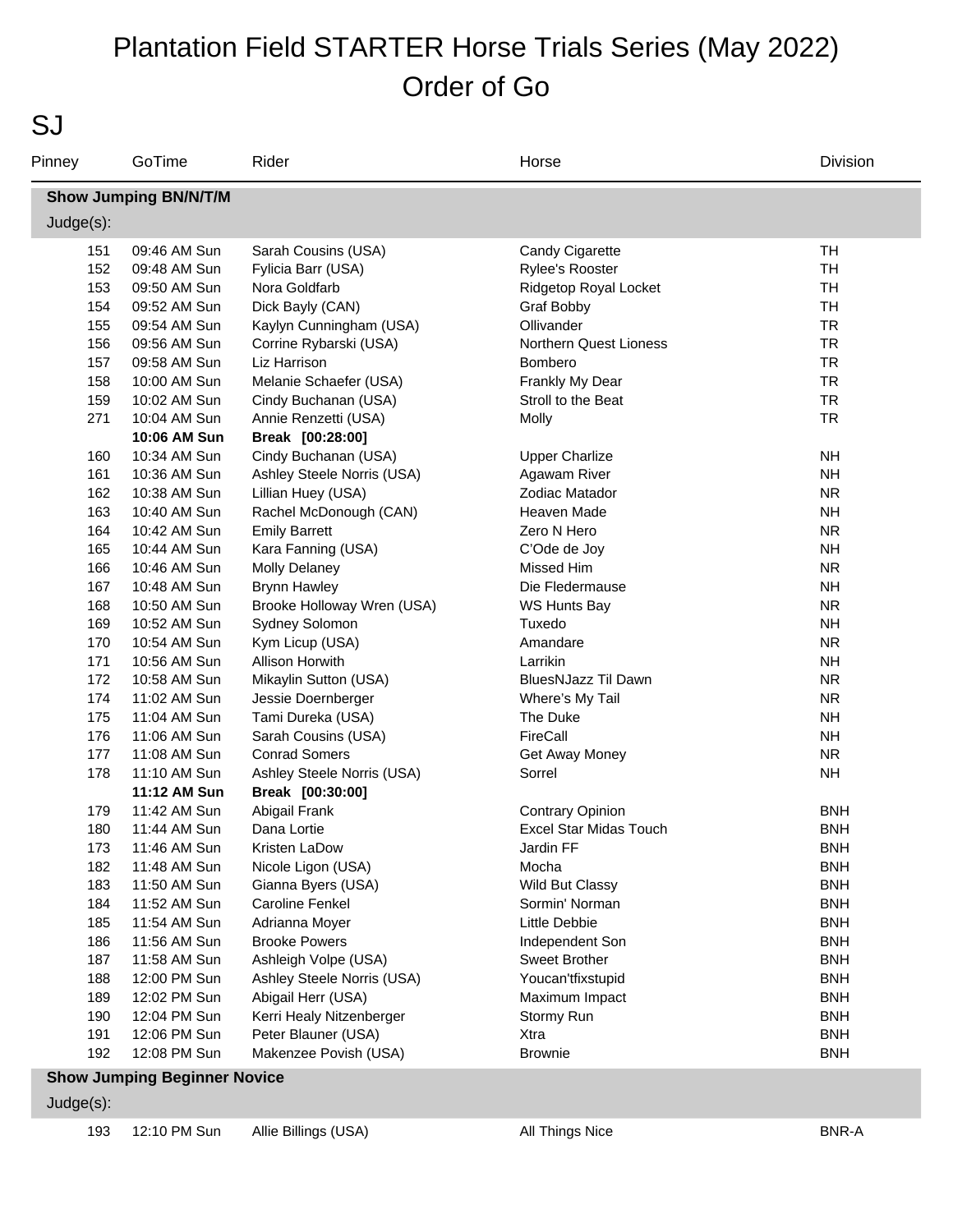# Plantation Field STARTER Horse Trials Series (May 2022)
# Order of Go

## SJ

| Pinney | GoTime | Rider | Horse | Division |
|---|---|---|---|---|
| **Show Jumping BN/N/T/M** | | | | |
| Judge(s): | | | | |
| 151 | 09:46 AM Sun | Sarah Cousins (USA) | Candy Cigarette | TH |
| 152 | 09:48 AM Sun | Fylicia Barr (USA) | Rylee's Rooster | TH |
| 153 | 09:50 AM Sun | Nora Goldfarb | Ridgetop Royal Locket | TH |
| 154 | 09:52 AM Sun | Dick Bayly (CAN) | Graf Bobby | TH |
| 155 | 09:54 AM Sun | Kaylyn Cunningham (USA) | Ollivander | TR |
| 156 | 09:56 AM Sun | Corrine Rybarski (USA) | Northern Quest Lioness | TR |
| 157 | 09:58 AM Sun | Liz Harrison | Bombero | TR |
| 158 | 10:00 AM Sun | Melanie Schaefer (USA) | Frankly My Dear | TR |
| 159 | 10:02 AM Sun | Cindy Buchanan (USA) | Stroll to the Beat | TR |
| 271 | 10:04 AM Sun | Annie Renzetti (USA) | Molly | TR |
| | **10:06 AM Sun** | **Break [00:28:00]** | | |
| 160 | 10:34 AM Sun | Cindy Buchanan (USA) | Upper Charlize | NH |
| 161 | 10:36 AM Sun | Ashley Steele Norris (USA) | Agawam River | NH |
| 162 | 10:38 AM Sun | Lillian Huey (USA) | Zodiac Matador | NR |
| 163 | 10:40 AM Sun | Rachel McDonough (CAN) | Heaven Made | NH |
| 164 | 10:42 AM Sun | Emily Barrett | Zero N Hero | NR |
| 165 | 10:44 AM Sun | Kara Fanning (USA) | C'Ode de Joy | NH |
| 166 | 10:46 AM Sun | Molly Delaney | Missed Him | NR |
| 167 | 10:48 AM Sun | Brynn Hawley | Die Fledermause | NH |
| 168 | 10:50 AM Sun | Brooke Holloway Wren (USA) | WS Hunts Bay | NR |
| 169 | 10:52 AM Sun | Sydney Solomon | Tuxedo | NH |
| 170 | 10:54 AM Sun | Kym Licup (USA) | Amandare | NR |
| 171 | 10:56 AM Sun | Allison Horwith | Larrikin | NH |
| 172 | 10:58 AM Sun | Mikaylin Sutton (USA) | BluesNJazz Til Dawn | NR |
| 174 | 11:02 AM Sun | Jessie Doernberger | Where's My Tail | NR |
| 175 | 11:04 AM Sun | Tami Dureka (USA) | The Duke | NH |
| 176 | 11:06 AM Sun | Sarah Cousins (USA) | FireCall | NH |
| 177 | 11:08 AM Sun | Conrad Somers | Get Away Money | NR |
| 178 | 11:10 AM Sun | Ashley Steele Norris (USA) | Sorrel | NH |
| | **11:12 AM Sun** | **Break [00:30:00]** | | |
| 179 | 11:42 AM Sun | Abigail Frank | Contrary Opinion | BNH |
| 180 | 11:44 AM Sun | Dana Lortie | Excel Star Midas Touch | BNH |
| 173 | 11:46 AM Sun | Kristen LaDow | Jardin FF | BNH |
| 182 | 11:48 AM Sun | Nicole Ligon (USA) | Mocha | BNH |
| 183 | 11:50 AM Sun | Gianna Byers (USA) | Wild But Classy | BNH |
| 184 | 11:52 AM Sun | Caroline Fenkel | Sormin' Norman | BNH |
| 185 | 11:54 AM Sun | Adrianna Moyer | Little Debbie | BNH |
| 186 | 11:56 AM Sun | Brooke Powers | Independent Son | BNH |
| 187 | 11:58 AM Sun | Ashleigh Volpe (USA) | Sweet Brother | BNH |
| 188 | 12:00 PM Sun | Ashley Steele Norris (USA) | Youcan'tfixstupid | BNH |
| 189 | 12:02 PM Sun | Abigail Herr (USA) | Maximum Impact | BNH |
| 190 | 12:04 PM Sun | Kerri Healy Nitzenberger | Stormy Run | BNH |
| 191 | 12:06 PM Sun | Peter Blauner (USA) | Xtra | BNH |
| 192 | 12:08 PM Sun | Makenzee Povish (USA) | Brownie | BNH |
| **Show Jumping Beginner Novice** | | | | |
| Judge(s): | | | | |
| 193 | 12:10 PM Sun | Allie Billings (USA) | All Things Nice | BNR-A |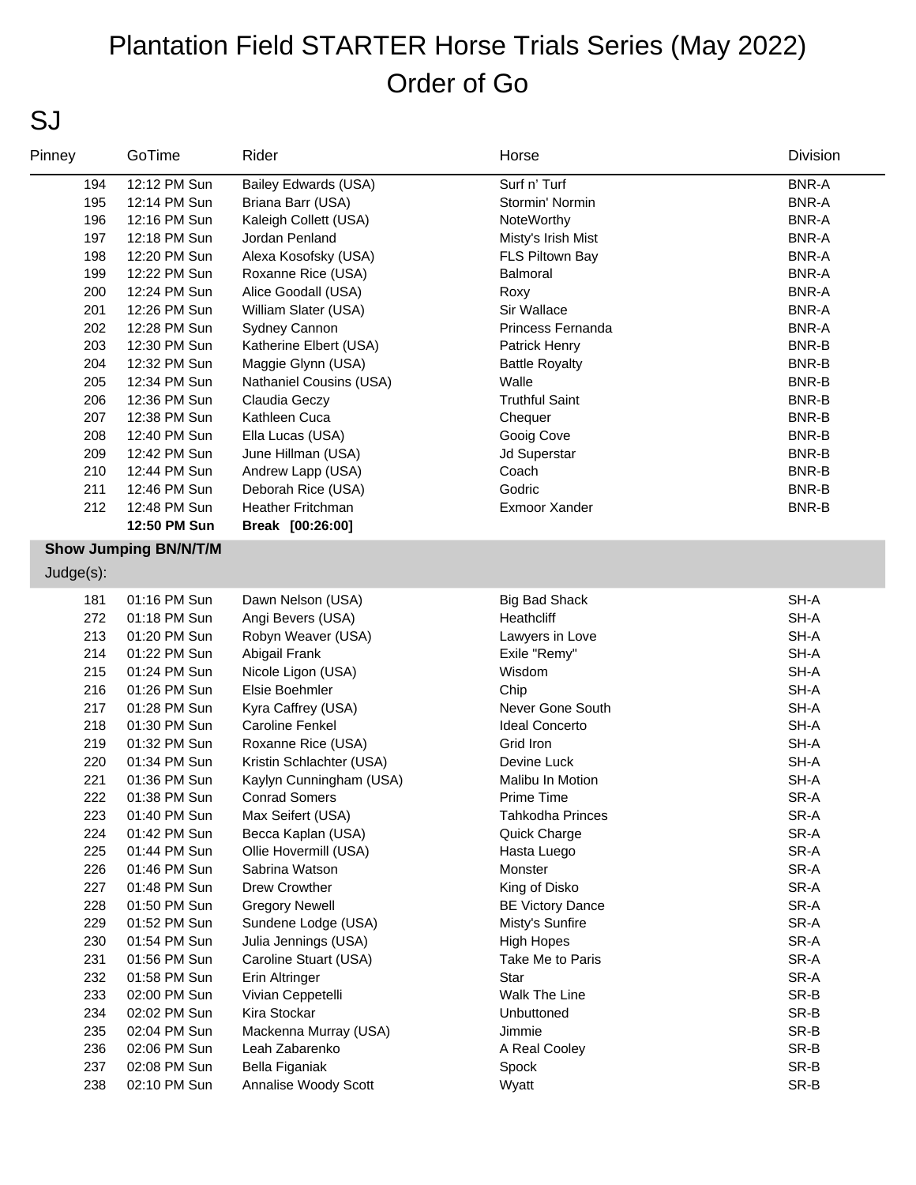# Plantation Field STARTER Horse Trials Series (May 2022)
# Order of Go

## SJ

| Pinney | GoTime | Rider | Horse | Division |
|---|---|---|---|---|
| 194 | 12:12 PM Sun | Bailey Edwards (USA) | Surf n' Turf | BNR-A |
| 195 | 12:14 PM Sun | Briana Barr (USA) | Stormin' Normin | BNR-A |
| 196 | 12:16 PM Sun | Kaleigh Collett (USA) | NoteWorthy | BNR-A |
| 197 | 12:18 PM Sun | Jordan Penland | Misty's Irish Mist | BNR-A |
| 198 | 12:20 PM Sun | Alexa Kosofsky (USA) | FLS Piltown Bay | BNR-A |
| 199 | 12:22 PM Sun | Roxanne Rice (USA) | Balmoral | BNR-A |
| 200 | 12:24 PM Sun | Alice Goodall (USA) | Roxy | BNR-A |
| 201 | 12:26 PM Sun | William Slater (USA) | Sir Wallace | BNR-A |
| 202 | 12:28 PM Sun | Sydney Cannon | Princess Fernanda | BNR-A |
| 203 | 12:30 PM Sun | Katherine Elbert (USA) | Patrick Henry | BNR-B |
| 204 | 12:32 PM Sun | Maggie Glynn (USA) | Battle Royalty | BNR-B |
| 205 | 12:34 PM Sun | Nathaniel Cousins (USA) | Walle | BNR-B |
| 206 | 12:36 PM Sun | Claudia Geczy | Truthful Saint | BNR-B |
| 207 | 12:38 PM Sun | Kathleen Cuca | Chequer | BNR-B |
| 208 | 12:40 PM Sun | Ella Lucas (USA) | Gooig Cove | BNR-B |
| 209 | 12:42 PM Sun | June Hillman (USA) | Jd Superstar | BNR-B |
| 210 | 12:44 PM Sun | Andrew Lapp (USA) | Coach | BNR-B |
| 211 | 12:46 PM Sun | Deborah Rice (USA) | Godric | BNR-B |
| 212 | 12:48 PM Sun | Heather Fritchman | Exmoor Xander | BNR-B |
| | **12:50 PM Sun** | **Break [00:26:00]** | | |

**Show Jumping BN/N/T/M**

Judge(s):

| Pinney | GoTime | Rider | Horse | Division |
|---|---|---|---|---|
| 181 | 01:16 PM Sun | Dawn Nelson (USA) | Big Bad Shack | SH-A |
| 272 | 01:18 PM Sun | Angi Bevers (USA) | Heathcliff | SH-A |
| 213 | 01:20 PM Sun | Robyn Weaver (USA) | Lawyers in Love | SH-A |
| 214 | 01:22 PM Sun | Abigail Frank | Exile "Remy" | SH-A |
| 215 | 01:24 PM Sun | Nicole Ligon (USA) | Wisdom | SH-A |
| 216 | 01:26 PM Sun | Elsie Boehmler | Chip | SH-A |
| 217 | 01:28 PM Sun | Kyra Caffrey (USA) | Never Gone South | SH-A |
| 218 | 01:30 PM Sun | Caroline Fenkel | Ideal Concerto | SH-A |
| 219 | 01:32 PM Sun | Roxanne Rice (USA) | Grid Iron | SH-A |
| 220 | 01:34 PM Sun | Kristin Schlachter (USA) | Devine Luck | SH-A |
| 221 | 01:36 PM Sun | Kaylyn Cunningham (USA) | Malibu In Motion | SH-A |
| 222 | 01:38 PM Sun | Conrad Somers | Prime Time | SR-A |
| 223 | 01:40 PM Sun | Max Seifert (USA) | Tahkodha Princes | SR-A |
| 224 | 01:42 PM Sun | Becca Kaplan (USA) | Quick Charge | SR-A |
| 225 | 01:44 PM Sun | Ollie Hovermill (USA) | Hasta Luego | SR-A |
| 226 | 01:46 PM Sun | Sabrina Watson | Monster | SR-A |
| 227 | 01:48 PM Sun | Drew Crowther | King of Disko | SR-A |
| 228 | 01:50 PM Sun | Gregory Newell | BE Victory Dance | SR-A |
| 229 | 01:52 PM Sun | Sundene Lodge (USA) | Misty's Sunfire | SR-A |
| 230 | 01:54 PM Sun | Julia Jennings (USA) | High Hopes | SR-A |
| 231 | 01:56 PM Sun | Caroline Stuart (USA) | Take Me to Paris | SR-A |
| 232 | 01:58 PM Sun | Erin Altringer | Star | SR-A |
| 233 | 02:00 PM Sun | Vivian Ceppetelli | Walk The Line | SR-B |
| 234 | 02:02 PM Sun | Kira Stockar | Unbuttoned | SR-B |
| 235 | 02:04 PM Sun | Mackenna Murray (USA) | Jimmie | SR-B |
| 236 | 02:06 PM Sun | Leah Zabarenko | A Real Cooley | SR-B |
| 237 | 02:08 PM Sun | Bella Figaniak | Spock | SR-B |
| 238 | 02:10 PM Sun | Annalise Woody Scott | Wyatt | SR-B |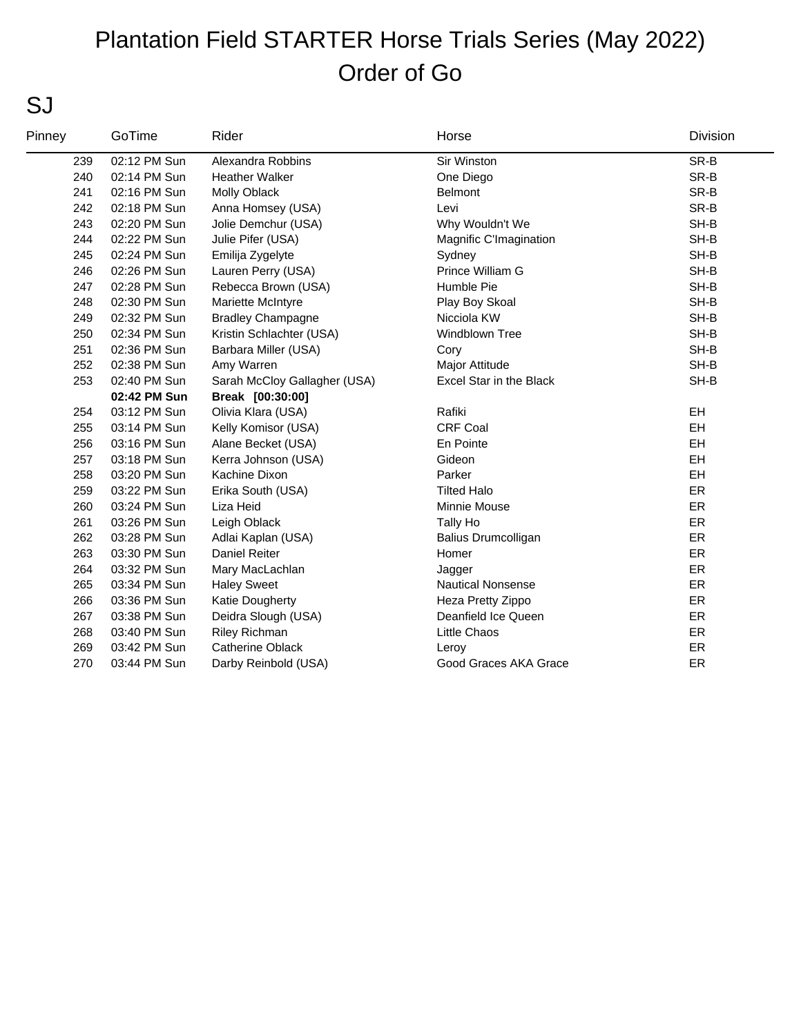# Plantation Field STARTER Horse Trials Series (May 2022)

# Order of Go

## SJ

| Pinney | GoTime | Rider | Horse | Division |
|---|---|---|---|---|
| 239 | 02:12 PM Sun | Alexandra Robbins | Sir Winston | SR-B |
| 240 | 02:14 PM Sun | Heather Walker | One Diego | SR-B |
| 241 | 02:16 PM Sun | Molly Oblack | Belmont | SR-B |
| 242 | 02:18 PM Sun | Anna Homsey (USA) | Levi | SR-B |
| 243 | 02:20 PM Sun | Jolie Demchur (USA) | Why Wouldn't We | SH-B |
| 244 | 02:22 PM Sun | Julie Pifer (USA) | Magnific C'Imagination | SH-B |
| 245 | 02:24 PM Sun | Emilija Zygelyte | Sydney | SH-B |
| 246 | 02:26 PM Sun | Lauren Perry (USA) | Prince William G | SH-B |
| 247 | 02:28 PM Sun | Rebecca Brown (USA) | Humble Pie | SH-B |
| 248 | 02:30 PM Sun | Mariette McIntyre | Play Boy Skoal | SH-B |
| 249 | 02:32 PM Sun | Bradley Champagne | Nicciola KW | SH-B |
| 250 | 02:34 PM Sun | Kristin Schlachter (USA) | Windblown Tree | SH-B |
| 251 | 02:36 PM Sun | Barbara Miller (USA) | Cory | SH-B |
| 252 | 02:38 PM Sun | Amy Warren | Major Attitude | SH-B |
| 253 | 02:40 PM Sun | Sarah McCloy Gallagher (USA) | Excel Star in the Black | SH-B |
| | **02:42 PM Sun** | **Break [00:30:00]** | | |
| 254 | 03:12 PM Sun | Olivia Klara (USA) | Rafiki | EH |
| 255 | 03:14 PM Sun | Kelly Komisor (USA) | CRF Coal | EH |
| 256 | 03:16 PM Sun | Alane Becket (USA) | En Pointe | EH |
| 257 | 03:18 PM Sun | Kerra Johnson (USA) | Gideon | EH |
| 258 | 03:20 PM Sun | Kachine Dixon | Parker | EH |
| 259 | 03:22 PM Sun | Erika South (USA) | Tilted Halo | ER |
| 260 | 03:24 PM Sun | Liza Heid | Minnie Mouse | ER |
| 261 | 03:26 PM Sun | Leigh Oblack | Tally Ho | ER |
| 262 | 03:28 PM Sun | Adlai Kaplan (USA) | Balius Drumcolligan | ER |
| 263 | 03:30 PM Sun | Daniel Reiter | Homer | ER |
| 264 | 03:32 PM Sun | Mary MacLachlan | Jagger | ER |
| 265 | 03:34 PM Sun | Haley Sweet | Nautical Nonsense | ER |
| 266 | 03:36 PM Sun | Katie Dougherty | Heza Pretty Zippo | ER |
| 267 | 03:38 PM Sun | Deidra Slough (USA) | Deanfield Ice Queen | ER |
| 268 | 03:40 PM Sun | Riley Richman | Little Chaos | ER |
| 269 | 03:42 PM Sun | Catherine Oblack | Leroy | ER |
| 270 | 03:44 PM Sun | Darby Reinbold (USA) | Good Graces AKA Grace | ER |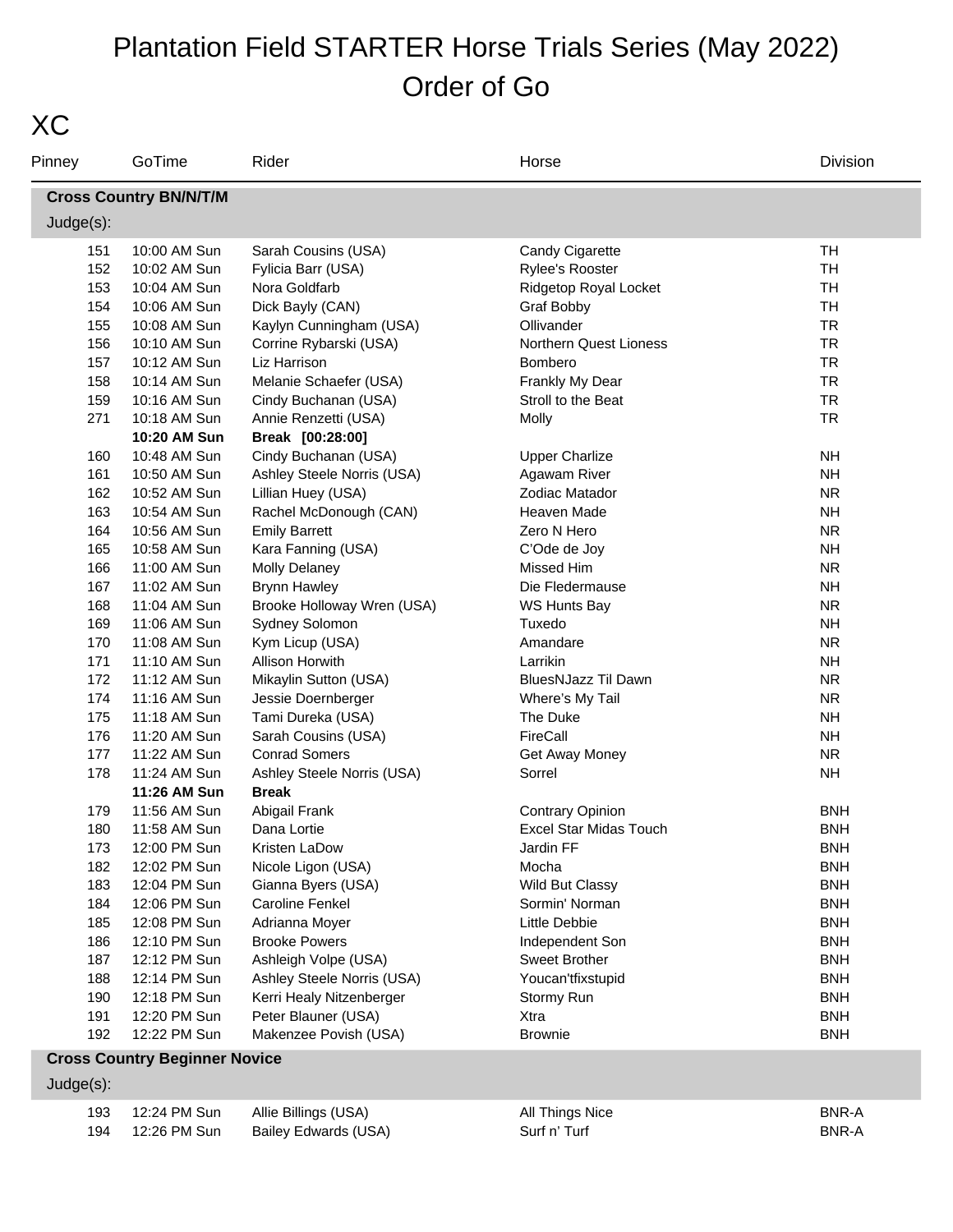# Plantation Field STARTER Horse Trials Series (May 2022)
# Order of Go

## XC

| Pinney | GoTime | Rider | Horse | Division |
|---|---|---|---|---|
| **Cross Country BN/N/T/M** | | | | |
| Judge(s): | | | | |
| 151 | 10:00 AM Sun | Sarah Cousins (USA) | Candy Cigarette | TH |
| 152 | 10:02 AM Sun | Fylicia Barr (USA) | Rylee's Rooster | TH |
| 153 | 10:04 AM Sun | Nora Goldfarb | Ridgetop Royal Locket | TH |
| 154 | 10:06 AM Sun | Dick Bayly (CAN) | Graf Bobby | TH |
| 155 | 10:08 AM Sun | Kaylyn Cunningham (USA) | Ollivander | TR |
| 156 | 10:10 AM Sun | Corrine Rybarski (USA) | Northern Quest Lioness | TR |
| 157 | 10:12 AM Sun | Liz Harrison | Bombero | TR |
| 158 | 10:14 AM Sun | Melanie Schaefer (USA) | Frankly My Dear | TR |
| 159 | 10:16 AM Sun | Cindy Buchanan (USA) | Stroll to the Beat | TR |
| 271 | 10:18 AM Sun | Annie Renzetti (USA) | Molly | TR |
| | **10:20 AM Sun** | **Break [00:28:00]** | | |
| 160 | 10:48 AM Sun | Cindy Buchanan (USA) | Upper Charlize | NH |
| 161 | 10:50 AM Sun | Ashley Steele Norris (USA) | Agawam River | NH |
| 162 | 10:52 AM Sun | Lillian Huey (USA) | Zodiac Matador | NR |
| 163 | 10:54 AM Sun | Rachel McDonough (CAN) | Heaven Made | NH |
| 164 | 10:56 AM Sun | Emily Barrett | Zero N Hero | NR |
| 165 | 10:58 AM Sun | Kara Fanning (USA) | C'Ode de Joy | NH |
| 166 | 11:00 AM Sun | Molly Delaney | Missed Him | NR |
| 167 | 11:02 AM Sun | Brynn Hawley | Die Fledermause | NH |
| 168 | 11:04 AM Sun | Brooke Holloway Wren (USA) | WS Hunts Bay | NR |
| 169 | 11:06 AM Sun | Sydney Solomon | Tuxedo | NH |
| 170 | 11:08 AM Sun | Kym Licup (USA) | Amandare | NR |
| 171 | 11:10 AM Sun | Allison Horwith | Larrikin | NH |
| 172 | 11:12 AM Sun | Mikaylin Sutton (USA) | BluesNJazz Til Dawn | NR |
| 174 | 11:16 AM Sun | Jessie Doernberger | Where's My Tail | NR |
| 175 | 11:18 AM Sun | Tami Dureka (USA) | The Duke | NH |
| 176 | 11:20 AM Sun | Sarah Cousins (USA) | FireCall | NH |
| 177 | 11:22 AM Sun | Conrad Somers | Get Away Money | NR |
| 178 | 11:24 AM Sun | Ashley Steele Norris (USA) | Sorrel | NH |
| | **11:26 AM Sun** | **Break** | | |
| 179 | 11:56 AM Sun | Abigail Frank | Contrary Opinion | BNH |
| 180 | 11:58 AM Sun | Dana Lortie | Excel Star Midas Touch | BNH |
| 173 | 12:00 PM Sun | Kristen LaDow | Jardin FF | BNH |
| 182 | 12:02 PM Sun | Nicole Ligon (USA) | Mocha | BNH |
| 183 | 12:04 PM Sun | Gianna Byers (USA) | Wild But Classy | BNH |
| 184 | 12:06 PM Sun | Caroline Fenkel | Sormin' Norman | BNH |
| 185 | 12:08 PM Sun | Adrianna Moyer | Little Debbie | BNH |
| 186 | 12:10 PM Sun | Brooke Powers | Independent Son | BNH |
| 187 | 12:12 PM Sun | Ashleigh Volpe (USA) | Sweet Brother | BNH |
| 188 | 12:14 PM Sun | Ashley Steele Norris (USA) | Youcan'tfixstupid | BNH |
| 190 | 12:18 PM Sun | Kerri Healy Nitzenberger | Stormy Run | BNH |
| 191 | 12:20 PM Sun | Peter Blauner (USA) | Xtra | BNH |
| 192 | 12:22 PM Sun | Makenzee Povish (USA) | Brownie | BNH |
| **Cross Country Beginner Novice** | | | | |
| Judge(s): | | | | |
| 193 | 12:24 PM Sun | Allie Billings (USA) | All Things Nice | BNR-A |
| 194 | 12:26 PM Sun | Bailey Edwards (USA) | Surf n' Turf | BNR-A |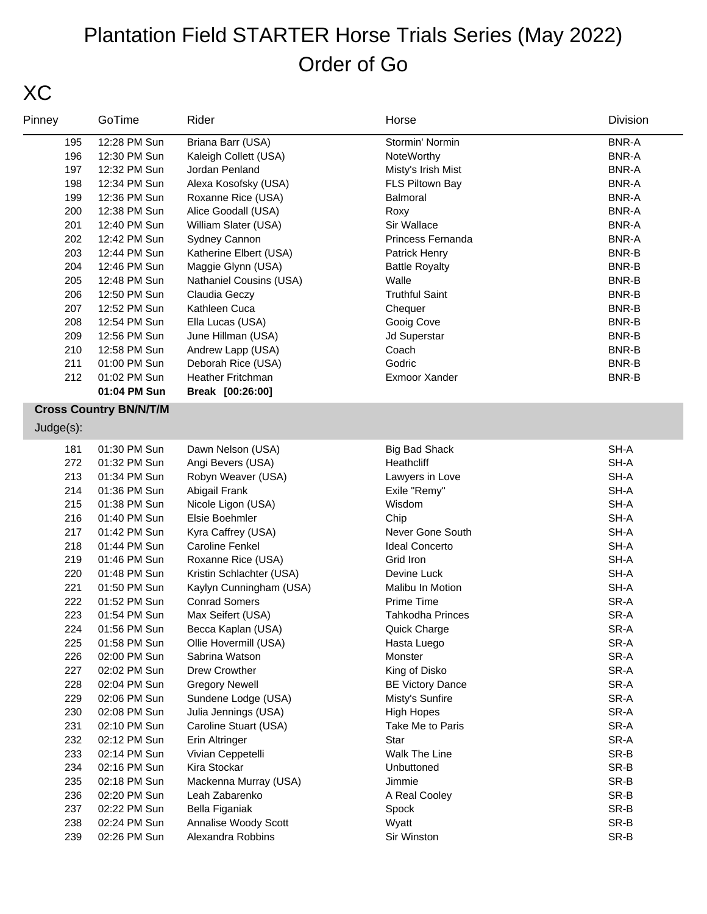# Plantation Field STARTER Horse Trials Series (May 2022)
# Order of Go

## XC

| Pinney | GoTime | Rider | Horse | Division |
|---|---|---|---|---|
| 195 | 12:28 PM Sun | Briana Barr (USA) | Stormin' Normin | BNR-A |
| 196 | 12:30 PM Sun | Kaleigh Collett (USA) | NoteWorthy | BNR-A |
| 197 | 12:32 PM Sun | Jordan Penland | Misty's Irish Mist | BNR-A |
| 198 | 12:34 PM Sun | Alexa Kosofsky (USA) | FLS Piltown Bay | BNR-A |
| 199 | 12:36 PM Sun | Roxanne Rice (USA) | Balmoral | BNR-A |
| 200 | 12:38 PM Sun | Alice Goodall (USA) | Roxy | BNR-A |
| 201 | 12:40 PM Sun | William Slater (USA) | Sir Wallace | BNR-A |
| 202 | 12:42 PM Sun | Sydney Cannon | Princess Fernanda | BNR-A |
| 203 | 12:44 PM Sun | Katherine Elbert (USA) | Patrick Henry | BNR-B |
| 204 | 12:46 PM Sun | Maggie Glynn (USA) | Battle Royalty | BNR-B |
| 205 | 12:48 PM Sun | Nathaniel Cousins (USA) | Walle | BNR-B |
| 206 | 12:50 PM Sun | Claudia Geczy | Truthful Saint | BNR-B |
| 207 | 12:52 PM Sun | Kathleen Cuca | Chequer | BNR-B |
| 208 | 12:54 PM Sun | Ella Lucas (USA) | Gooig Cove | BNR-B |
| 209 | 12:56 PM Sun | June Hillman (USA) | Jd Superstar | BNR-B |
| 210 | 12:58 PM Sun | Andrew Lapp (USA) | Coach | BNR-B |
| 211 | 01:00 PM Sun | Deborah Rice (USA) | Godric | BNR-B |
| 212 | 01:02 PM Sun | Heather Fritchman | Exmoor Xander | BNR-B |
| | **01:04 PM Sun** | **Break [00:26:00]** | | |

**Cross Country BN/N/T/M**

Judge(s):

| Pinney | GoTime | Rider | Horse | Division |
|---|---|---|---|---|
| 181 | 01:30 PM Sun | Dawn Nelson (USA) | Big Bad Shack | SH-A |
| 272 | 01:32 PM Sun | Angi Bevers (USA) | Heathcliff | SH-A |
| 213 | 01:34 PM Sun | Robyn Weaver (USA) | Lawyers in Love | SH-A |
| 214 | 01:36 PM Sun | Abigail Frank | Exile "Remy" | SH-A |
| 215 | 01:38 PM Sun | Nicole Ligon (USA) | Wisdom | SH-A |
| 216 | 01:40 PM Sun | Elsie Boehmler | Chip | SH-A |
| 217 | 01:42 PM Sun | Kyra Caffrey (USA) | Never Gone South | SH-A |
| 218 | 01:44 PM Sun | Caroline Fenkel | Ideal Concerto | SH-A |
| 219 | 01:46 PM Sun | Roxanne Rice (USA) | Grid Iron | SH-A |
| 220 | 01:48 PM Sun | Kristin Schlachter (USA) | Devine Luck | SH-A |
| 221 | 01:50 PM Sun | Kaylyn Cunningham (USA) | Malibu In Motion | SH-A |
| 222 | 01:52 PM Sun | Conrad Somers | Prime Time | SR-A |
| 223 | 01:54 PM Sun | Max Seifert (USA) | Tahkodha Princes | SR-A |
| 224 | 01:56 PM Sun | Becca Kaplan (USA) | Quick Charge | SR-A |
| 225 | 01:58 PM Sun | Ollie Hovermill (USA) | Hasta Luego | SR-A |
| 226 | 02:00 PM Sun | Sabrina Watson | Monster | SR-A |
| 227 | 02:02 PM Sun | Drew Crowther | King of Disko | SR-A |
| 228 | 02:04 PM Sun | Gregory Newell | BE Victory Dance | SR-A |
| 229 | 02:06 PM Sun | Sundene Lodge (USA) | Misty's Sunfire | SR-A |
| 230 | 02:08 PM Sun | Julia Jennings (USA) | High Hopes | SR-A |
| 231 | 02:10 PM Sun | Caroline Stuart (USA) | Take Me to Paris | SR-A |
| 232 | 02:12 PM Sun | Erin Altringer | Star | SR-A |
| 233 | 02:14 PM Sun | Vivian Ceppetelli | Walk The Line | SR-B |
| 234 | 02:16 PM Sun | Kira Stockar | Unbuttoned | SR-B |
| 235 | 02:18 PM Sun | Mackenna Murray (USA) | Jimmie | SR-B |
| 236 | 02:20 PM Sun | Leah Zabarenko | A Real Cooley | SR-B |
| 237 | 02:22 PM Sun | Bella Figaniak | Spock | SR-B |
| 238 | 02:24 PM Sun | Annalise Woody Scott | Wyatt | SR-B |
| 239 | 02:26 PM Sun | Alexandra Robbins | Sir Winston | SR-B |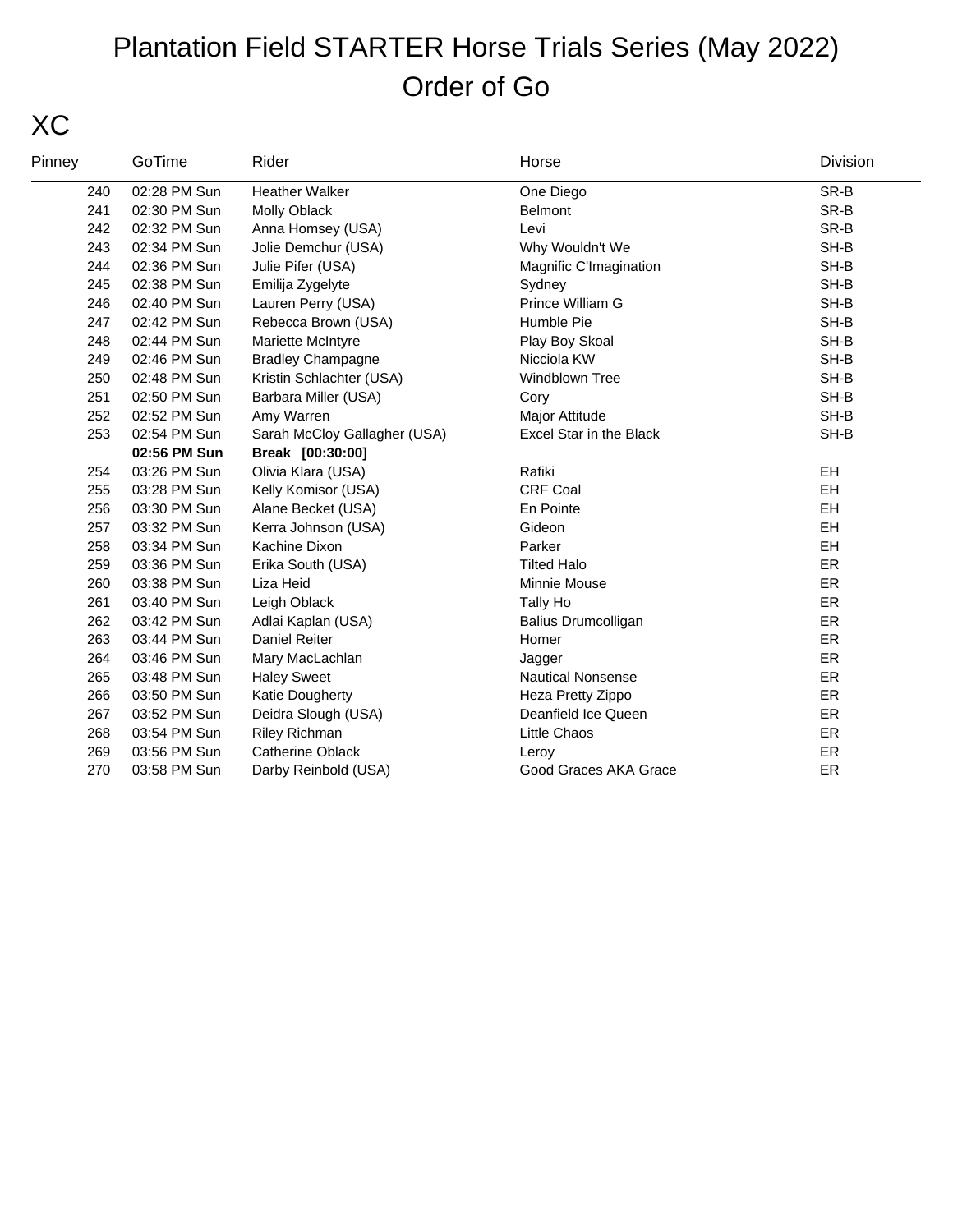# Plantation Field STARTER Horse Trials Series (May 2022)
# Order of Go

## XC

| Pinney | GoTime | Rider | Horse | Division |
|---|---|---|---|---|
| 240 | 02:28 PM Sun | Heather Walker | One Diego | SR-B |
| 241 | 02:30 PM Sun | Molly Oblack | Belmont | SR-B |
| 242 | 02:32 PM Sun | Anna Homsey (USA) | Levi | SR-B |
| 243 | 02:34 PM Sun | Jolie Demchur (USA) | Why Wouldn't We | SH-B |
| 244 | 02:36 PM Sun | Julie Pifer (USA) | Magnific C'Imagination | SH-B |
| 245 | 02:38 PM Sun | Emilija Zygelyte | Sydney | SH-B |
| 246 | 02:40 PM Sun | Lauren Perry (USA) | Prince William G | SH-B |
| 247 | 02:42 PM Sun | Rebecca Brown (USA) | Humble Pie | SH-B |
| 248 | 02:44 PM Sun | Mariette McIntyre | Play Boy Skoal | SH-B |
| 249 | 02:46 PM Sun | Bradley Champagne | Nicciola KW | SH-B |
| 250 | 02:48 PM Sun | Kristin Schlachter (USA) | Windblown Tree | SH-B |
| 251 | 02:50 PM Sun | Barbara Miller (USA) | Cory | SH-B |
| 252 | 02:52 PM Sun | Amy Warren | Major Attitude | SH-B |
| 253 | 02:54 PM Sun | Sarah McCloy Gallagher (USA) | Excel Star in the Black | SH-B |
| | **02:56 PM Sun** | **Break [00:30:00]** | | |
| 254 | 03:26 PM Sun | Olivia Klara (USA) | Rafiki | EH |
| 255 | 03:28 PM Sun | Kelly Komisor (USA) | CRF Coal | EH |
| 256 | 03:30 PM Sun | Alane Becket (USA) | En Pointe | EH |
| 257 | 03:32 PM Sun | Kerra Johnson (USA) | Gideon | EH |
| 258 | 03:34 PM Sun | Kachine Dixon | Parker | EH |
| 259 | 03:36 PM Sun | Erika South (USA) | Tilted Halo | ER |
| 260 | 03:38 PM Sun | Liza Heid | Minnie Mouse | ER |
| 261 | 03:40 PM Sun | Leigh Oblack | Tally Ho | ER |
| 262 | 03:42 PM Sun | Adlai Kaplan (USA) | Balius Drumcolligan | ER |
| 263 | 03:44 PM Sun | Daniel Reiter | Homer | ER |
| 264 | 03:46 PM Sun | Mary MacLachlan | Jagger | ER |
| 265 | 03:48 PM Sun | Haley Sweet | Nautical Nonsense | ER |
| 266 | 03:50 PM Sun | Katie Dougherty | Heza Pretty Zippo | ER |
| 267 | 03:52 PM Sun | Deidra Slough (USA) | Deanfield Ice Queen | ER |
| 268 | 03:54 PM Sun | Riley Richman | Little Chaos | ER |
| 269 | 03:56 PM Sun | Catherine Oblack | Leroy | ER |
| 270 | 03:58 PM Sun | Darby Reinbold (USA) | Good Graces AKA Grace | ER |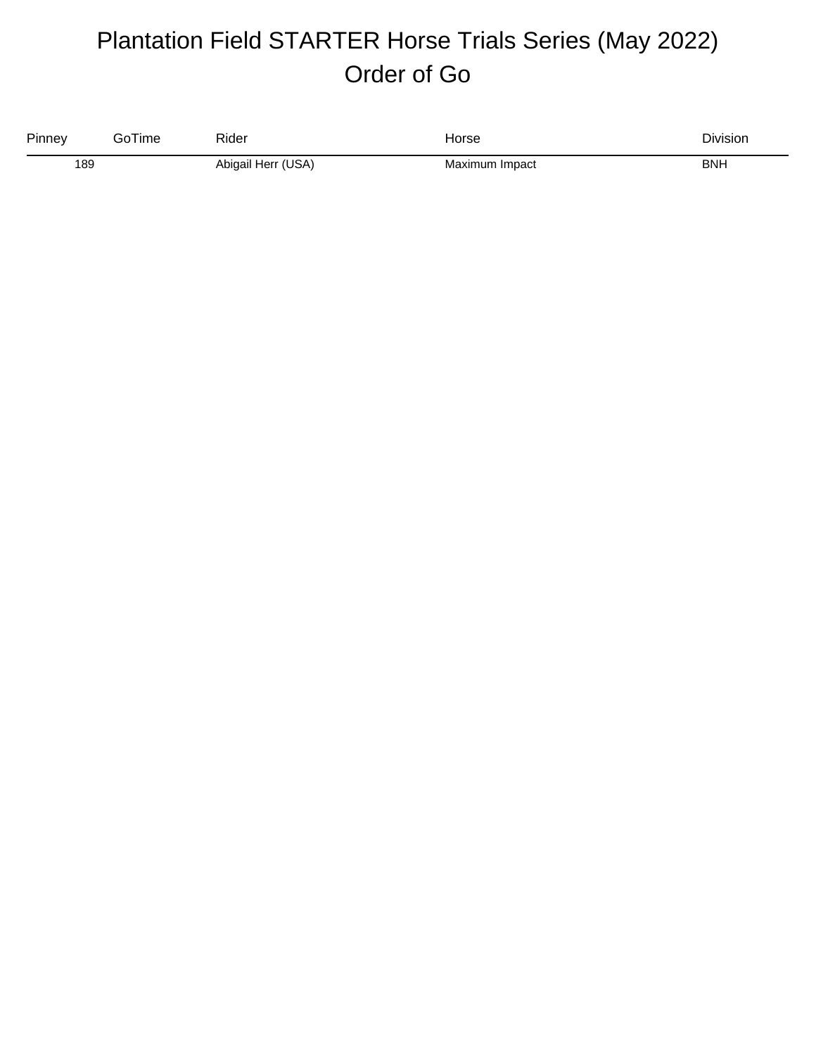# Plantation Field STARTER Horse Trials Series (May 2022)
# Order of Go

| Pinney | GoTime | Rider | Horse | Division |
| --- | --- | --- | --- | --- |
| 189 | | Abigail Herr (USA) | Maximum Impact | BNH |